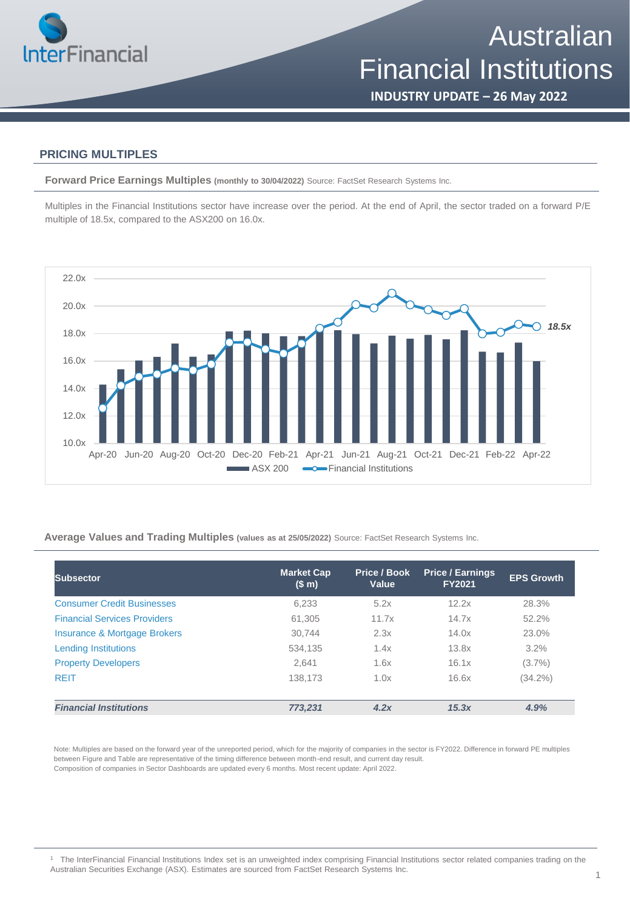# Australian Financial Institutions

**INDUSTRY UPDATE – 26 May 2022**

## PRICING MULTIPLES

**Forward Price Earnings Multiples** **(monthly to 30/04/2022)** Source: FactSet Research Systems Inc.

Multiples in the Financial Institutions sector have increase over the period. At the end of April, the sector traded on a forward P/E multiple of 18.5x, compared to the ASX200 on 16.0x.

**Average Values and Trading Multiples** **(values as at 25/05/2022)** Source: FactSet Research Systems Inc.

| Subsector | Market Cap ($ m) | Price / Book Value | Price / Earnings FY2021 | EPS Growth |
|---|---|---|---|---|
| Consumer Credit Businesses | 6,233 | 5.2x | 12.2x | 28.3% |
| Financial Services Providers | 61,305 | 11.7x | 14.7x | 52.2% |
| Insurance & Mortgage Brokers | 30,744 | 2.3x | 14.0x | 23.0% |
| Lending Institutions | 534,135 | 1.4x | 13.8x | 3.2% |
| Property Developers | 2,641 | 1.6x | 16.1x | (3.7%) |
| REIT | 138,173 | 1.0x | 16.6x | (34.2%) |
| ***Financial Institutions*** | ***773,231*** | ***4.2x*** | ***15.3x*** | ***4.9%*** |

Note: Multiples are based on the forward year of the unreported period, which for the majority of companies in the sector is FY2022. Difference in forward PE multiples between Figure and Table are representative of the timing difference between month-end result, and current day result.
Composition of companies in Sector Dashboards are updated every 6 months. Most recent update: April 2022.

[1] The InterFinancial Financial Institutions Index set is an unweighted index comprising Financial Institutions sector related companies trading on the Australian Securities Exchange (ASX). Estimates are sourced from FactSet Research Systems Inc.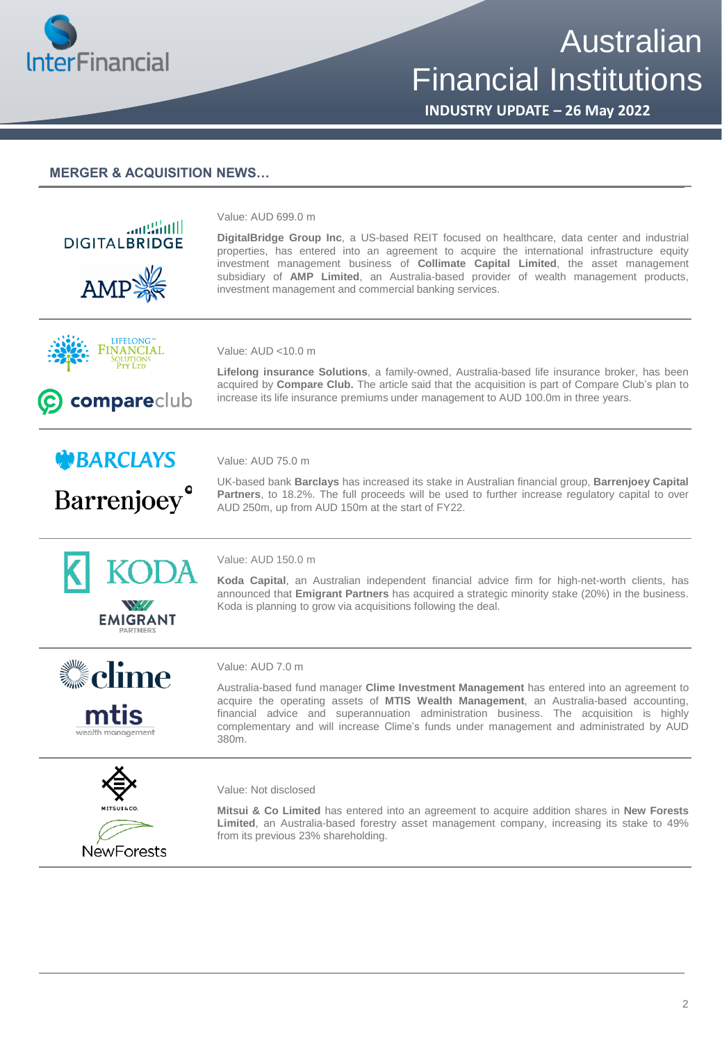## MERGER & ACQUISITION NEWS…

Value: AUD 699.0 m

**DigitalBridge Group Inc**, a US-based REIT focused on healthcare, data center and industrial properties, has entered into an agreement to acquire the international infrastructure equity investment management business of **Collimate Capital Limited**, the asset management subsidiary of **AMP Limited**, an Australia-based provider of wealth management products, investment management and commercial banking services.

---

Value: AUD <10.0 m

**Lifelong insurance Solutions**, a family-owned, Australia-based life insurance broker, has been acquired by **Compare Club.** The article said that the acquisition is part of Compare Club's plan to increase its life insurance premiums under management to AUD 100.0m in three years.

---

Value: AUD 75.0 m

UK-based bank **Barclays** has increased its stake in Australian financial group, **Barrenjoey Capital Partners**, to 18.2%. The full proceeds will be used to further increase regulatory capital to over AUD 250m, up from AUD 150m at the start of FY22.

---

Value: AUD 150.0 m

**Koda Capital**, an Australian independent financial advice firm for high-net-worth clients, has announced that **Emigrant Partners** has acquired a strategic minority stake (20%) in the business. Koda is planning to grow via acquisitions following the deal.

---

Value: AUD 7.0 m

Australia-based fund manager **Clime Investment Management** has entered into an agreement to acquire the operating assets of **MTIS Wealth Management**, an Australia-based accounting, financial advice and superannuation administration business. The acquisition is highly complementary and will increase Clime's funds under management and administrated by AUD 380m.

---

Value: Not disclosed

**Mitsui & Co Limited** has entered into an agreement to acquire addition shares in **New Forests Limited**, an Australia-based forestry asset management company, increasing its stake to 49% from its previous 23% shareholding.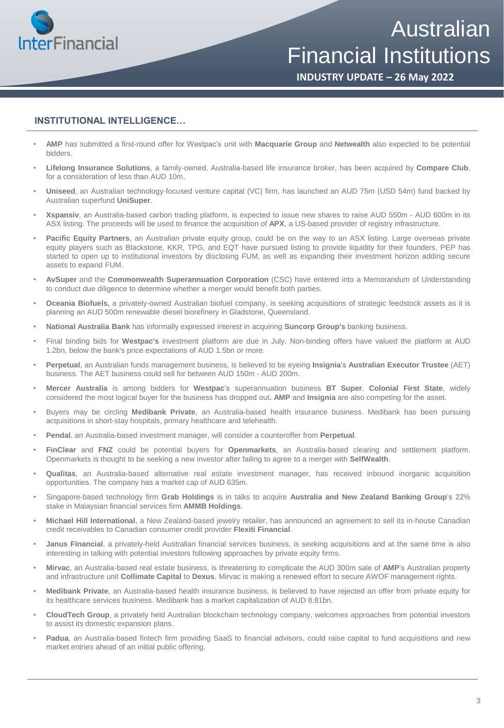## INSTITUTIONAL INTELLIGENCE…

- **AMP** has submitted a first-round offer for Westpac's unit with **Macquarie Group** and **Netwealth** also expected to be potential bidders.
- **Lifelong Insurance Solutions**, a family-owned, Australia-based life insurance broker, has been acquired by **Compare Club**, for a consideration of less than AUD 10m.
- **Uniseed**, an Australian technology-focused venture capital (VC) firm, has launched an AUD 75m (USD 54m) fund backed by Australian superfund **UniSuper**.
- **Xspansiv**, an Australia-based carbon trading platform, is expected to issue new shares to raise AUD 550m - AUD 600m in its ASX listing. The proceeds will be used to finance the acquisition of **APX**, a US-based provider of registry infrastructure.
- **Pacific Equity Partners**, an Australian private equity group, could be on the way to an ASX listing. Large overseas private equity players such as Blackstone, KKR, TPG, and EQT have pursued listing to provide liquidity for their founders. PEP has started to open up to institutional investors by disclosing FUM, as well as expanding their investment horizon adding secure assets to expand FUM.
- **AvSuper** and the **Commonwealth Superannuation Corporation** (CSC) have entered into a Memorandum of Understanding to conduct due diligence to determine whether a merger would benefit both parties.
- **Oceania Biofuels,** a privately-owned Australian biofuel company, is seeking acquisitions of strategic feedstock assets as it is planning an AUD 500m renewable diesel biorefinery in Gladstone, Queensland.
- **National Australia Bank** has informally expressed interest in acquiring **Suncorp Group's** banking business.
- Final binding bids for **Westpac's** investment platform are due in July. Non-binding offers have valued the platform at AUD 1.2bn, below the bank's price expectations of AUD 1.5bn or more.
- **Perpetual**, an Australian funds management business, is believed to be eyeing **Insignia**'s **Australian Executor Trustee** (AET) business. The AET business could sell for between AUD 150m - AUD 200m.
- **Mercer Australia** is among bidders for **Westpac**'s superannuation business **BT Super**. **Colonial First State**, widely considered the most logical buyer for the business has dropped out**. AMP** and **Insignia** are also competing for the asset.
- Buyers may be circling **Medibank Private**, an Australia-based health insurance business. Medibank has been pursuing acquisitions in short-stay hospitals, primary healthcare and telehealth.
- **Pendal**, an Australia-based investment manager, will consider a counteroffer from **Perpetual**.
- **FinClear** and **FNZ** could be potential buyers for **Openmarkets**, an Australia-based clearing and settlement platform. Openmarkets is thought to be seeking a new investor after failing to agree to a merger with **SelfWealth**.
- **Qualitas**, an Australia-based alternative real estate investment manager, has received inbound inorganic acquisition opportunities. The company has a market cap of AUD 635m.
- Singapore-based technology firm **Grab Holdings** is in talks to acquire **Australia and New Zealand Banking Group**'s 22% stake in Malaysian financial services firm **AMMB Holdings**.
- **Michael Hill International**, a New Zealand-based jewelry retailer, has announced an agreement to sell its in-house Canadian credit receivables to Canadian consumer credit provider **Flexiti Financial**.
- **Janus Financial**, a privately-held Australian financial services business, is seeking acquisitions and at the same time is also interesting in talking with potential investors following approaches by private equity firms.
- **Mirvac**, an Australia-based real estate business, is threatening to complicate the AUD 300m sale of **AMP**'s Australian property and infrastructure unit **Collimate Capital** to **Dexus**. Mirvac is making a renewed effort to secure AWOF management rights.
- **Medibank Private**, an Australia-based health insurance business, is believed to have rejected an offer from private equity for its healthcare services business. Medibank has a market capitalization of AUD 8.81bn.
- **CloudTech Group**, a privately held Australian blockchain technology company, welcomes approaches from potential investors to assist its domestic expansion plans.
- **Padua**, an Australia-based fintech firm providing SaaS to financial advisors, could raise capital to fund acquisitions and new market entries ahead of an initial public offering.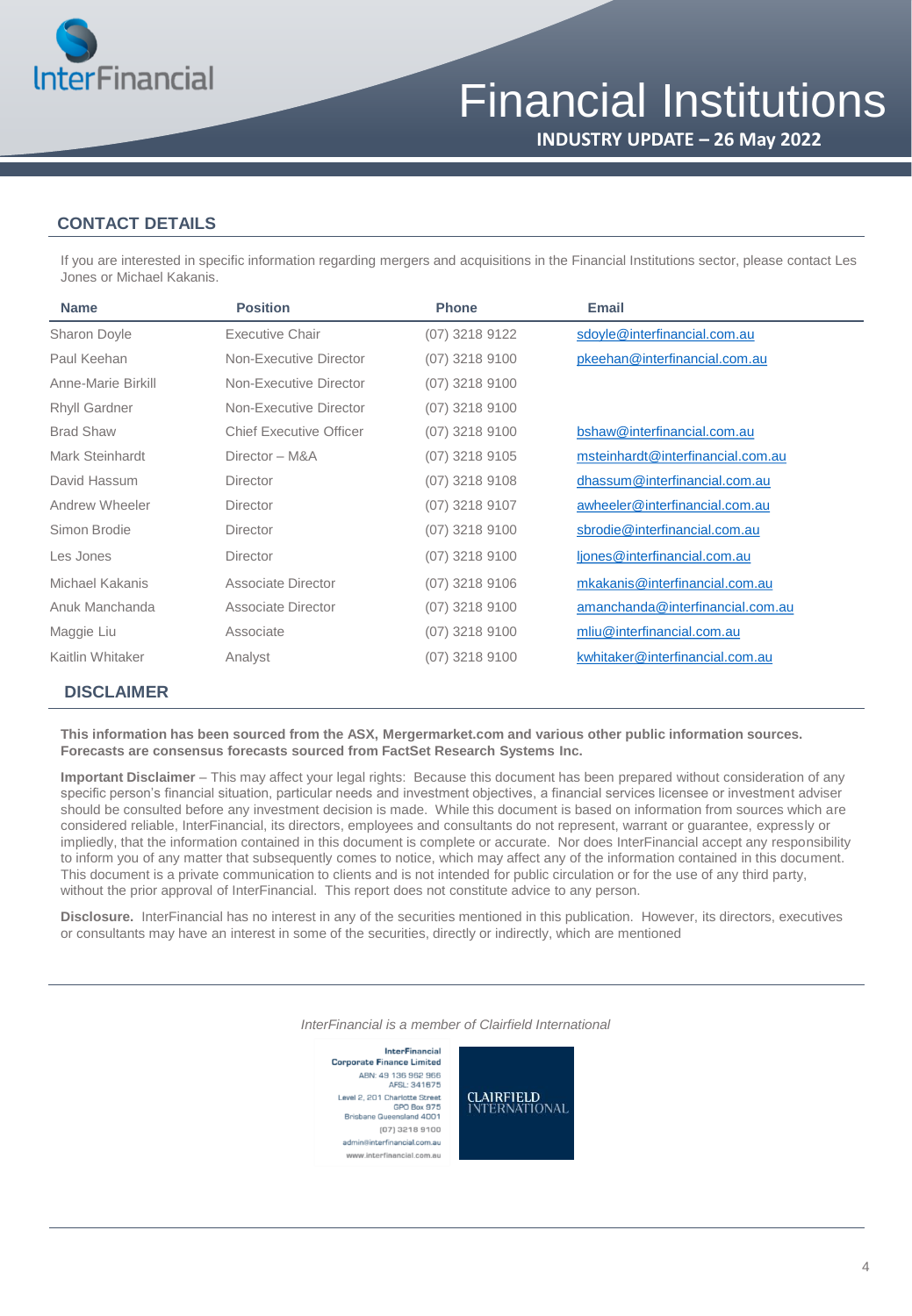## CONTACT DETAILS

If you are interested in specific information regarding mergers and acquisitions in the Financial Institutions sector, please contact Les Jones or Michael Kakanis.

| Name | Position | Phone | Email |
|---|---|---|---|
| Sharon Doyle | Executive Chair | (07) 3218 9122 | sdoyle@interfinancial.com.au |
| Paul Keehan | Non-Executive Director | (07) 3218 9100 | pkeehan@interfinancial.com.au |
| Anne-Marie Birkill | Non-Executive Director | (07) 3218 9100 | |
| Rhyll Gardner | Non-Executive Director | (07) 3218 9100 | |
| Brad Shaw | Chief Executive Officer | (07) 3218 9100 | bshaw@interfinancial.com.au |
| Mark Steinhardt | Director – M&A | (07) 3218 9105 | msteinhardt@interfinancial.com.au |
| David Hassum | Director | (07) 3218 9108 | dhassum@interfinancial.com.au |
| Andrew Wheeler | Director | (07) 3218 9107 | awheeler@interfinancial.com.au |
| Simon Brodie | Director | (07) 3218 9100 | sbrodie@interfinancial.com.au |
| Les Jones | Director | (07) 3218 9100 | ljones@interfinancial.com.au |
| Michael Kakanis | Associate Director | (07) 3218 9106 | mkakanis@interfinancial.com.au |
| Anuk Manchanda | Associate Director | (07) 3218 9100 | amanchanda@interfinancial.com.au |
| Maggie Liu | Associate | (07) 3218 9100 | mliu@interfinancial.com.au |
| Kaitlin Whitaker | Analyst | (07) 3218 9100 | kwhitaker@interfinancial.com.au |

## DISCLAIMER

**This information has been sourced from the ASX, Mergermarket.com and various other public information sources. Forecasts are consensus forecasts sourced from FactSet Research Systems Inc.**

**Important Disclaimer** – This may affect your legal rights: Because this document has been prepared without consideration of any specific person's financial situation, particular needs and investment objectives, a financial services licensee or investment adviser should be consulted before any investment decision is made. While this document is based on information from sources which are considered reliable, InterFinancial, its directors, employees and consultants do not represent, warrant or guarantee, expressly or impliedly, that the information contained in this document is complete or accurate. Nor does InterFinancial accept any responsibility to inform you of any matter that subsequently comes to notice, which may affect any of the information contained in this document. This document is a private communication to clients and is not intended for public circulation or for the use of any third party, without the prior approval of InterFinancial. This report does not constitute advice to any person.

**Disclosure.** InterFinancial has no interest in any of the securities mentioned in this publication. However, its directors, executives or consultants may have an interest in some of the securities, directly or indirectly, which are mentioned

*InterFinancial is a member of Clairfield International*

**InterFinancial Corporate Finance Limited**
ABN: 49 136 962 966
AFSL: 341675
Level 2, 201 Charlotte Street
GPO Box 975
Brisbane Queensland 4001
(07) 3218 9100
admin@interfinancial.com.au
www.interfinancial.com.au

CLAIRFIELD INTERNATIONAL